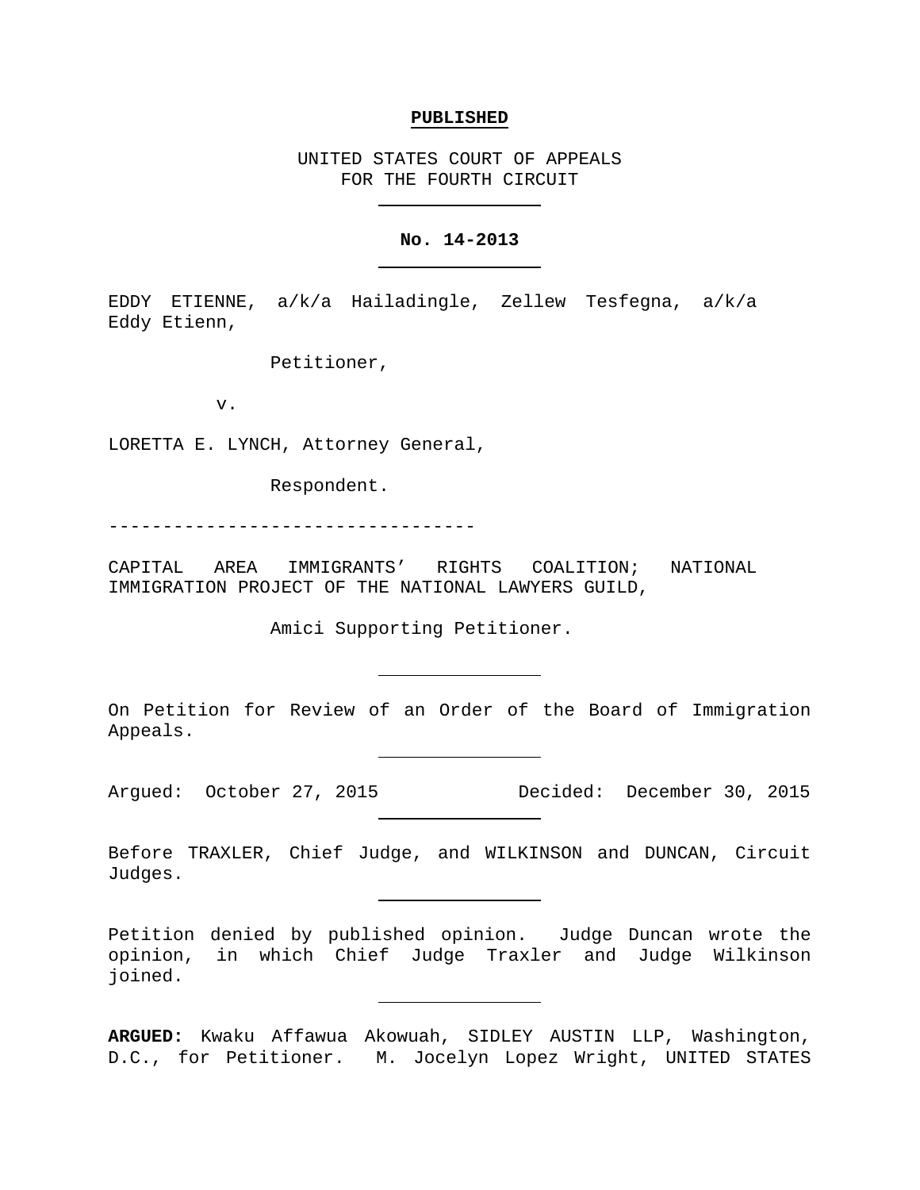**PUBLISHED**

UNITED STATES COURT OF APPEALS
FOR THE FOURTH CIRCUIT

**No. 14-2013**

EDDY ETIENNE, a/k/a Hailadingle, Zellew Tesfegna, a/k/a Eddy Etienn,

Petitioner,

v.

LORETTA E. LYNCH, Attorney General,

Respondent.

---------------------------------

CAPITAL AREA IMMIGRANTS' RIGHTS COALITION; NATIONAL IMMIGRATION PROJECT OF THE NATIONAL LAWYERS GUILD,

Amici Supporting Petitioner.

On Petition for Review of an Order of the Board of Immigration Appeals.

Argued: October 27, 2015 Decided: December 30, 2015

Before TRAXLER, Chief Judge, and WILKINSON and DUNCAN, Circuit Judges.

Petition denied by published opinion. Judge Duncan wrote the opinion, in which Chief Judge Traxler and Judge Wilkinson joined.

**ARGUED:** Kwaku Affawua Akowuah, SIDLEY AUSTIN LLP, Washington, D.C., for Petitioner. M. Jocelyn Lopez Wright, UNITED STATES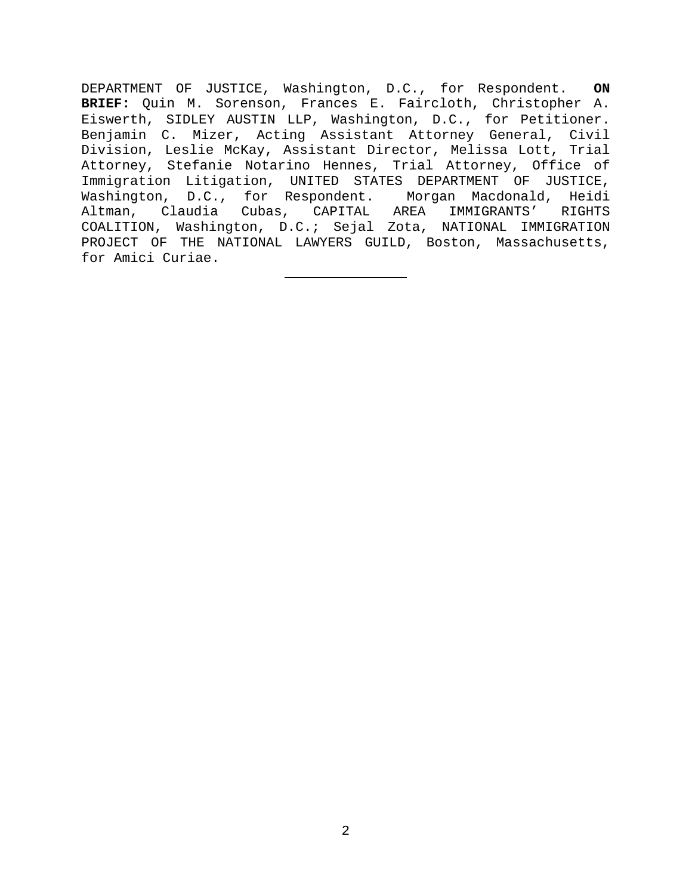DEPARTMENT OF JUSTICE, Washington, D.C., for Respondent. **ON BRIEF:** Quin M. Sorenson, Frances E. Faircloth, Christopher A. Eiswerth, SIDLEY AUSTIN LLP, Washington, D.C., for Petitioner. Benjamin C. Mizer, Acting Assistant Attorney General, Civil Division, Leslie McKay, Assistant Director, Melissa Lott, Trial Attorney, Stefanie Notarino Hennes, Trial Attorney, Office of Immigration Litigation, UNITED STATES DEPARTMENT OF JUSTICE, Washington, D.C., for Respondent. Morgan Macdonald, Heidi Altman, Claudia Cubas, CAPITAL AREA IMMIGRANTS' RIGHTS COALITION, Washington, D.C.; Sejal Zota, NATIONAL IMMIGRATION PROJECT OF THE NATIONAL LAWYERS GUILD, Boston, Massachusetts, for Amici Curiae.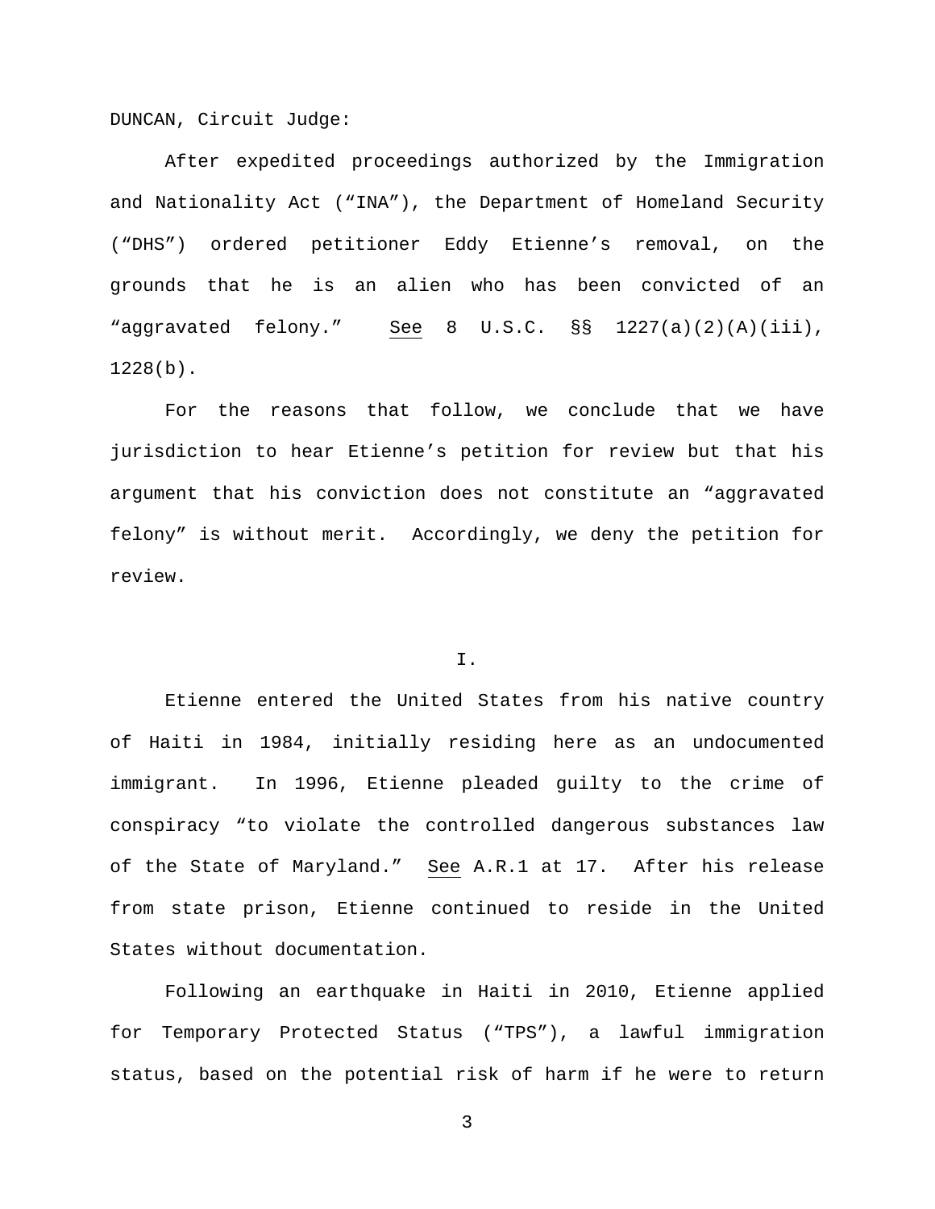DUNCAN, Circuit Judge:

After expedited proceedings authorized by the Immigration and Nationality Act ("INA"), the Department of Homeland Security ("DHS") ordered petitioner Eddy Etienne's removal, on the grounds that he is an alien who has been convicted of an "aggravated felony." See 8 U.S.C. §§ 1227(a)(2)(A)(iii), 1228(b).

For the reasons that follow, we conclude that we have jurisdiction to hear Etienne's petition for review but that his argument that his conviction does not constitute an "aggravated felony" is without merit. Accordingly, we deny the petition for review.

I.

Etienne entered the United States from his native country of Haiti in 1984, initially residing here as an undocumented immigrant. In 1996, Etienne pleaded guilty to the crime of conspiracy "to violate the controlled dangerous substances law of the State of Maryland." See A.R.1 at 17. After his release from state prison, Etienne continued to reside in the United States without documentation.

Following an earthquake in Haiti in 2010, Etienne applied for Temporary Protected Status ("TPS"), a lawful immigration status, based on the potential risk of harm if he were to return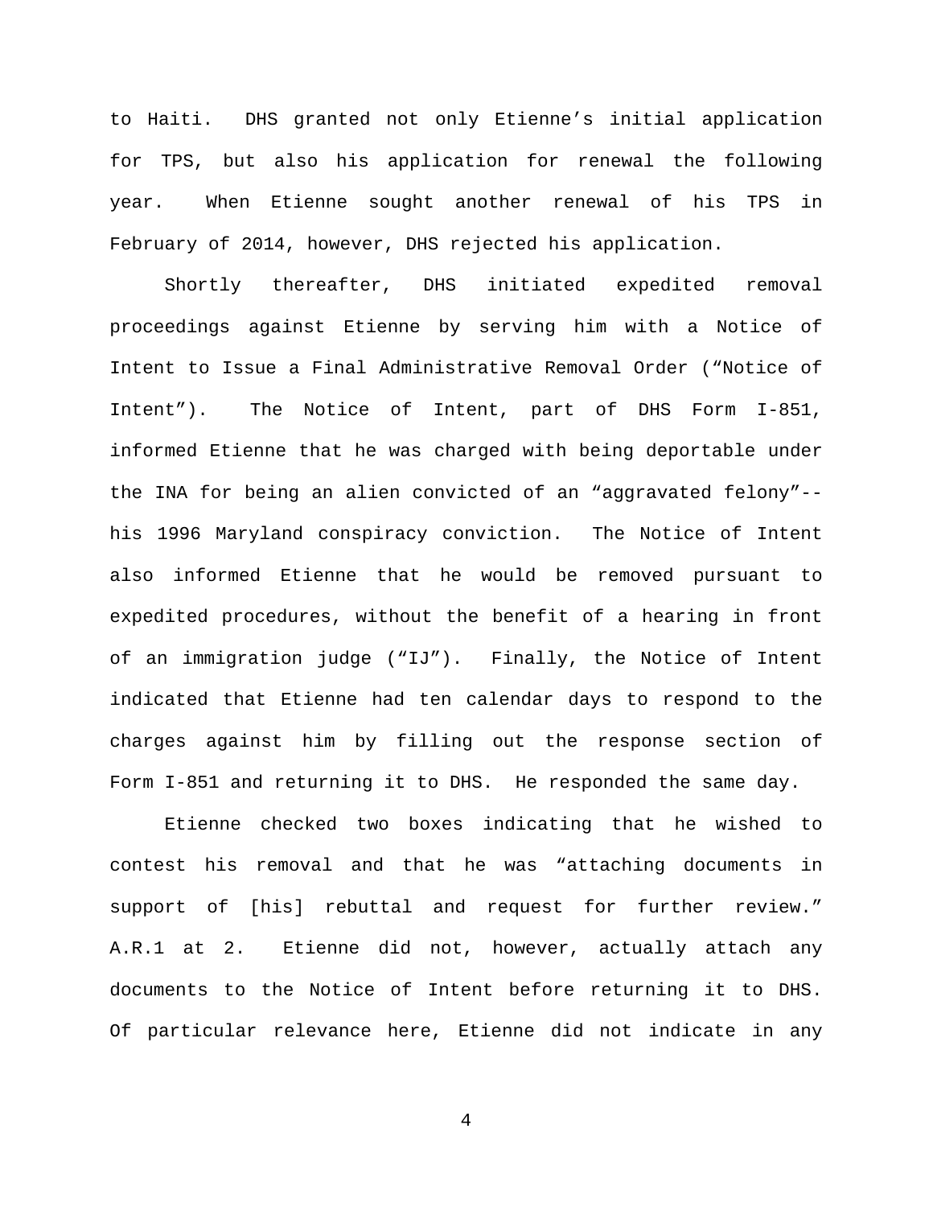to Haiti. DHS granted not only Etienne's initial application for TPS, but also his application for renewal the following year. When Etienne sought another renewal of his TPS in February of 2014, however, DHS rejected his application.

Shortly thereafter, DHS initiated expedited removal proceedings against Etienne by serving him with a Notice of Intent to Issue a Final Administrative Removal Order ("Notice of Intent"). The Notice of Intent, part of DHS Form I-851, informed Etienne that he was charged with being deportable under the INA for being an alien convicted of an "aggravated felony"--his 1996 Maryland conspiracy conviction. The Notice of Intent also informed Etienne that he would be removed pursuant to expedited procedures, without the benefit of a hearing in front of an immigration judge ("IJ"). Finally, the Notice of Intent indicated that Etienne had ten calendar days to respond to the charges against him by filling out the response section of Form I-851 and returning it to DHS. He responded the same day.

Etienne checked two boxes indicating that he wished to contest his removal and that he was "attaching documents in support of [his] rebuttal and request for further review." A.R.1 at 2. Etienne did not, however, actually attach any documents to the Notice of Intent before returning it to DHS. Of particular relevance here, Etienne did not indicate in any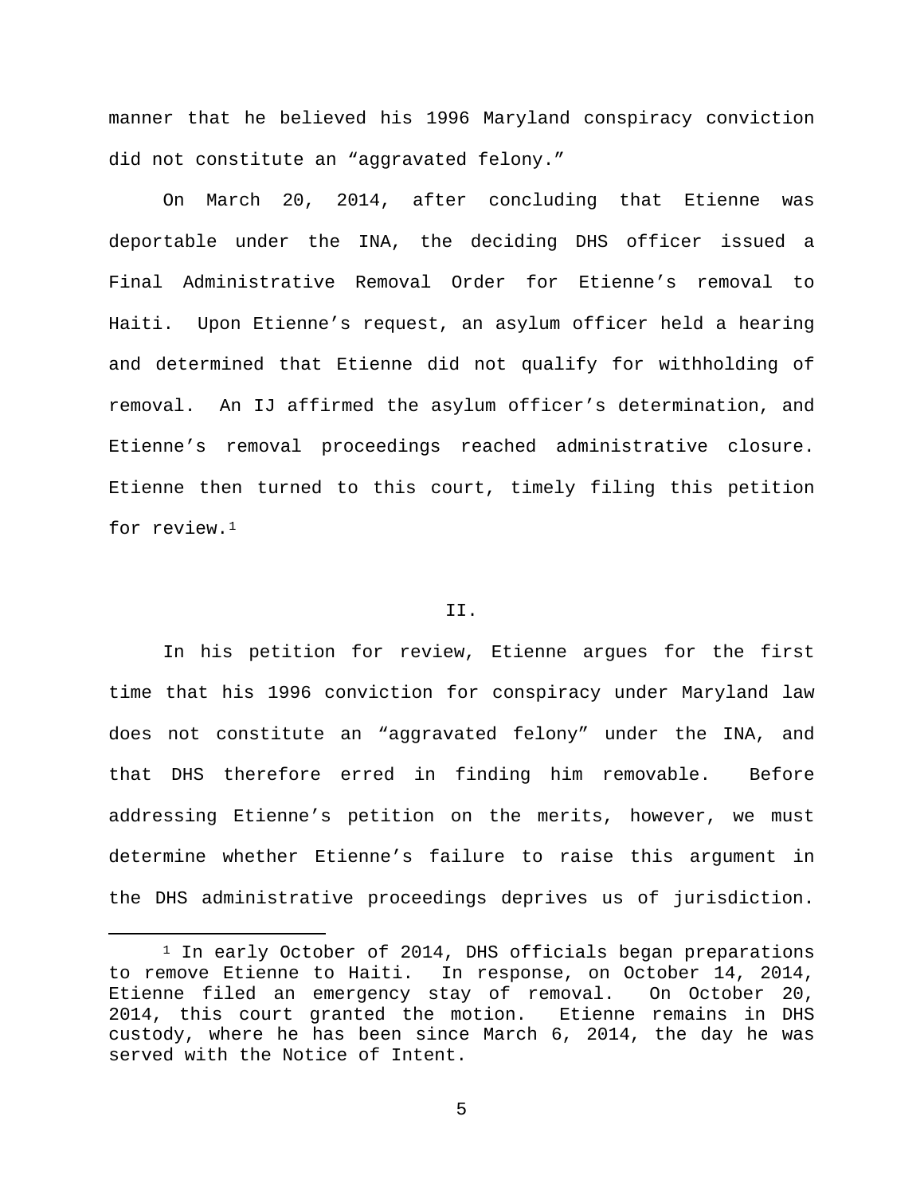manner that he believed his 1996 Maryland conspiracy conviction did not constitute an "aggravated felony."

On March 20, 2014, after concluding that Etienne was deportable under the INA, the deciding DHS officer issued a Final Administrative Removal Order for Etienne's removal to Haiti. Upon Etienne's request, an asylum officer held a hearing and determined that Etienne did not qualify for withholding of removal. An IJ affirmed the asylum officer's determination, and Etienne's removal proceedings reached administrative closure. Etienne then turned to this court, timely filing this petition for review.[1]

## II.

In his petition for review, Etienne argues for the first time that his 1996 conviction for conspiracy under Maryland law does not constitute an "aggravated felony" under the INA, and that DHS therefore erred in finding him removable. Before addressing Etienne's petition on the merits, however, we must determine whether Etienne's failure to raise this argument in the DHS administrative proceedings deprives us of jurisdiction.

---

[1] In early October of 2014, DHS officials began preparations to remove Etienne to Haiti. In response, on October 14, 2014, Etienne filed an emergency stay of removal. On October 20, 2014, this court granted the motion. Etienne remains in DHS custody, where he has been since March 6, 2014, the day he was served with the Notice of Intent.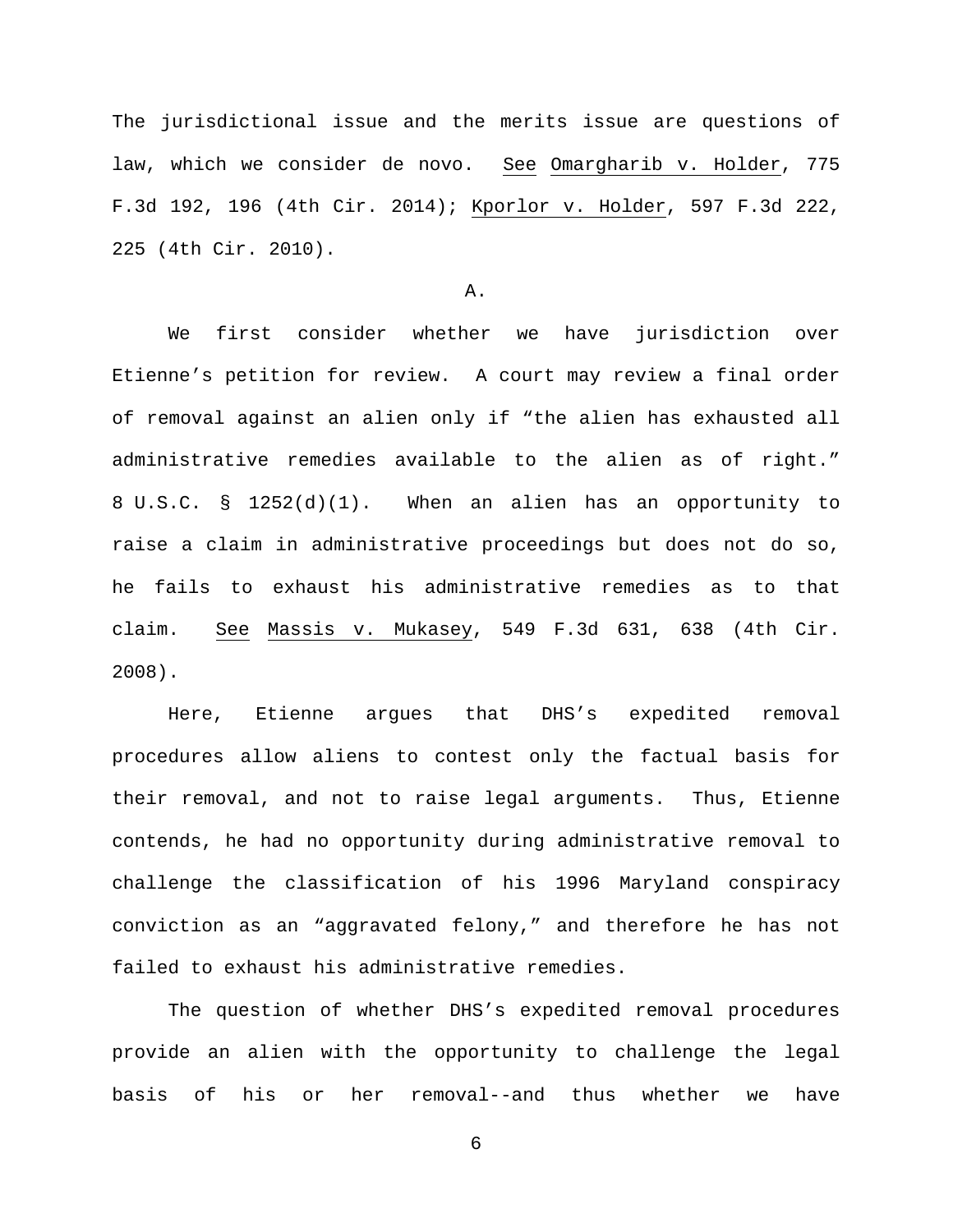The jurisdictional issue and the merits issue are questions of law, which we consider de novo. See Omargharib v. Holder, 775 F.3d 192, 196 (4th Cir. 2014); Kporlor v. Holder, 597 F.3d 222, 225 (4th Cir. 2010).

A.

We first consider whether we have jurisdiction over Etienne's petition for review. A court may review a final order of removal against an alien only if "the alien has exhausted all administrative remedies available to the alien as of right." 8 U.S.C. § 1252(d)(1). When an alien has an opportunity to raise a claim in administrative proceedings but does not do so, he fails to exhaust his administrative remedies as to that claim. See Massis v. Mukasey, 549 F.3d 631, 638 (4th Cir. 2008).

Here, Etienne argues that DHS's expedited removal procedures allow aliens to contest only the factual basis for their removal, and not to raise legal arguments. Thus, Etienne contends, he had no opportunity during administrative removal to challenge the classification of his 1996 Maryland conspiracy conviction as an "aggravated felony," and therefore he has not failed to exhaust his administrative remedies.

The question of whether DHS's expedited removal procedures provide an alien with the opportunity to challenge the legal basis of his or her removal--and thus whether we have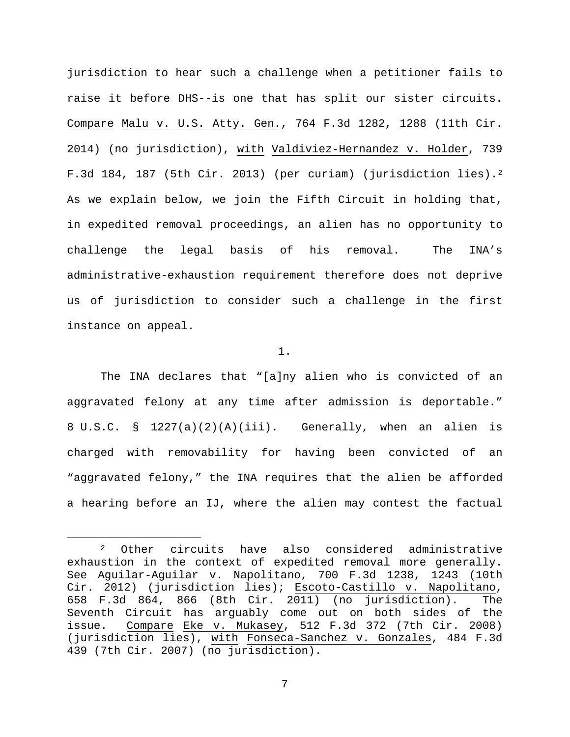jurisdiction to hear such a challenge when a petitioner fails to raise it before DHS--is one that has split our sister circuits. Compare Malu v. U.S. Atty. Gen., 764 F.3d 1282, 1288 (11th Cir. 2014) (no jurisdiction), with Valdiviez-Hernandez v. Holder, 739 F.3d 184, 187 (5th Cir. 2013) (per curiam) (jurisdiction lies).[2] As we explain below, we join the Fifth Circuit in holding that, in expedited removal proceedings, an alien has no opportunity to challenge the legal basis of his removal. The INA's administrative-exhaustion requirement therefore does not deprive us of jurisdiction to consider such a challenge in the first instance on appeal.

1.

The INA declares that "[a]ny alien who is convicted of an aggravated felony at any time after admission is deportable." 8 U.S.C. § 1227(a)(2)(A)(iii). Generally, when an alien is charged with removability for having been convicted of an "aggravated felony," the INA requires that the alien be afforded a hearing before an IJ, where the alien may contest the factual

[2] Other circuits have also considered administrative exhaustion in the context of expedited removal more generally. See Aguilar-Aguilar v. Napolitano, 700 F.3d 1238, 1243 (10th Cir. 2012) (jurisdiction lies); Escoto-Castillo v. Napolitano, 658 F.3d 864, 866 (8th Cir. 2011) (no jurisdiction). The Seventh Circuit has arguably come out on both sides of the issue. Compare Eke v. Mukasey, 512 F.3d 372 (7th Cir. 2008) (jurisdiction lies), with Fonseca-Sanchez v. Gonzales, 484 F.3d 439 (7th Cir. 2007) (no jurisdiction).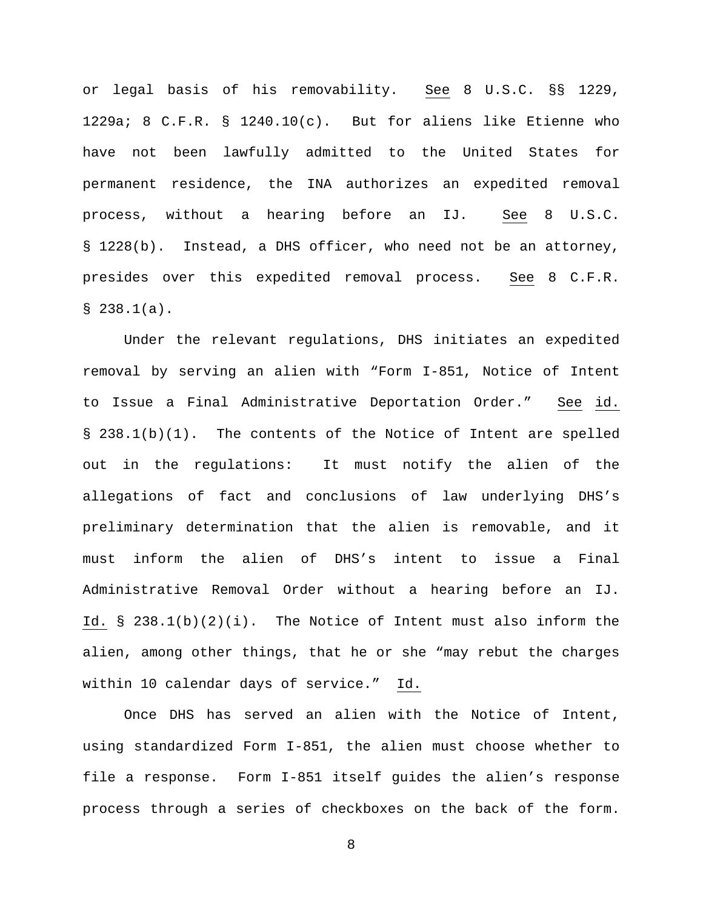or legal basis of his removability. See 8 U.S.C. §§ 1229, 1229a; 8 C.F.R. § 1240.10(c). But for aliens like Etienne who have not been lawfully admitted to the United States for permanent residence, the INA authorizes an expedited removal process, without a hearing before an IJ. See 8 U.S.C. § 1228(b). Instead, a DHS officer, who need not be an attorney, presides over this expedited removal process. See 8 C.F.R. § 238.1(a).

Under the relevant regulations, DHS initiates an expedited removal by serving an alien with "Form I-851, Notice of Intent to Issue a Final Administrative Deportation Order." See id. § 238.1(b)(1). The contents of the Notice of Intent are spelled out in the regulations: It must notify the alien of the allegations of fact and conclusions of law underlying DHS's preliminary determination that the alien is removable, and it must inform the alien of DHS's intent to issue a Final Administrative Removal Order without a hearing before an IJ. Id. § 238.1(b)(2)(i). The Notice of Intent must also inform the alien, among other things, that he or she "may rebut the charges within 10 calendar days of service." Id.

Once DHS has served an alien with the Notice of Intent, using standardized Form I-851, the alien must choose whether to file a response. Form I-851 itself guides the alien's response process through a series of checkboxes on the back of the form.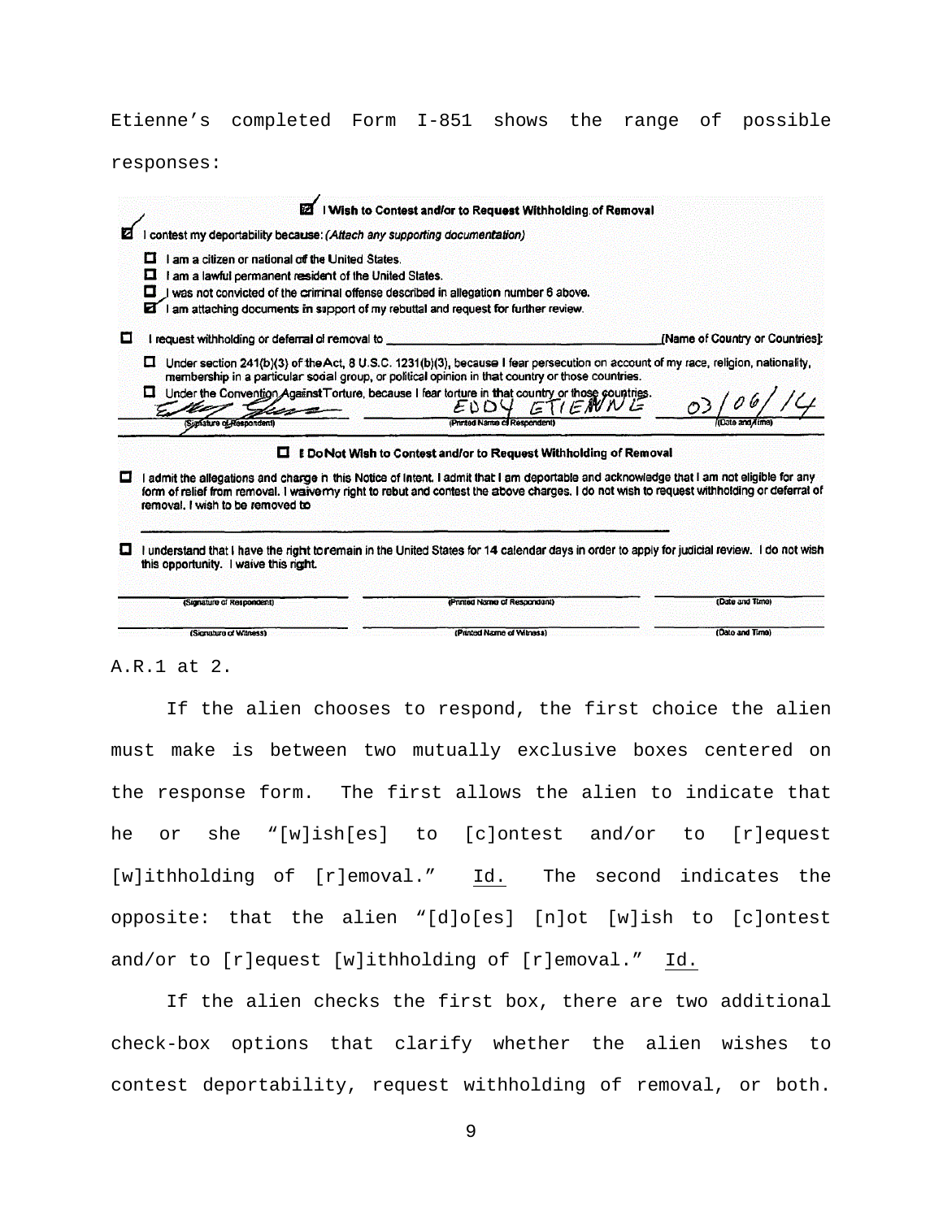Etienne's completed Form I-851 shows the range of possible responses:

> ☑ **I Wish to Contest and/or to Request Withholding of Removal**
>
> ☑ I contest my deportability because: *(Attach any supporting documentation)*
>
> ☐ I am a citizen or national of the United States.
>
> ☐ I am a lawful permanent resident of the United States.
>
> ☐ I was not convicted of the criminal offense described in allegation number 6 above.
>
> ☑ I am attaching documents in support of my rebuttal and request for further review.
>
> ☐ I request withholding or deferral of removal to \_\_\_\_\_\_\_\_\_\_\_\_\_\_\_\_\_\_\_\_ [Name of Country or Countries]:
>
> ☐ Under section 241(b)(3) of the Act, 8 U.S.C. 1231(b)(3), because I fear persecution on account of my race, religion, nationality, membership in a particular social group, or political opinion in that country or those countries.
>
> ☐ Under the Convention Against Torture, because I fear torture in that country or those countries.
>
> | (Signature of Respondent) | EDDY ETIENNE (Printed Name of Respondent) | 03/06/14 (Date and Time) |
> |---|---|---|
>
> ☐ **I Do Not Wish to Contest and/or to Request Withholding of Removal**
>
> ☐ I admit the allegations and charge in this Notice of Intent. I admit that I am deportable and acknowledge that I am not eligible for any form of relief from removal. I waive my right to rebut and contest the above charges. I do not wish to request withholding or deferral of removal. I wish to be removed to
>
> \_\_\_\_\_\_\_\_\_\_\_\_\_\_\_\_\_\_\_\_\_\_\_\_\_\_\_\_\_\_\_\_\_\_\_\_\_\_\_\_
>
> ☐ I understand that I have the right to remain in the United States for 14 calendar days in order to apply for judicial review. I do not wish this opportunity. I waive this right.
>
> | (Signature of Respondent) | (Printed Name of Respondent) | (Date and Time) |
> |---|---|---|
> | (Signature of Witness) | (Printed Name of Witness) | (Date and Time) |

A.R.1 at 2.

If the alien chooses to respond, the first choice the alien must make is between two mutually exclusive boxes centered on the response form. The first allows the alien to indicate that he or she "[w]ish[es] to [c]ontest and/or to [r]equest [w]ithholding of [r]emoval." Id. The second indicates the opposite: that the alien "[d]o[es] [n]ot [w]ish to [c]ontest and/or to [r]equest [w]ithholding of [r]emoval." Id.

If the alien checks the first box, there are two additional check-box options that clarify whether the alien wishes to contest deportability, request withholding of removal, or both.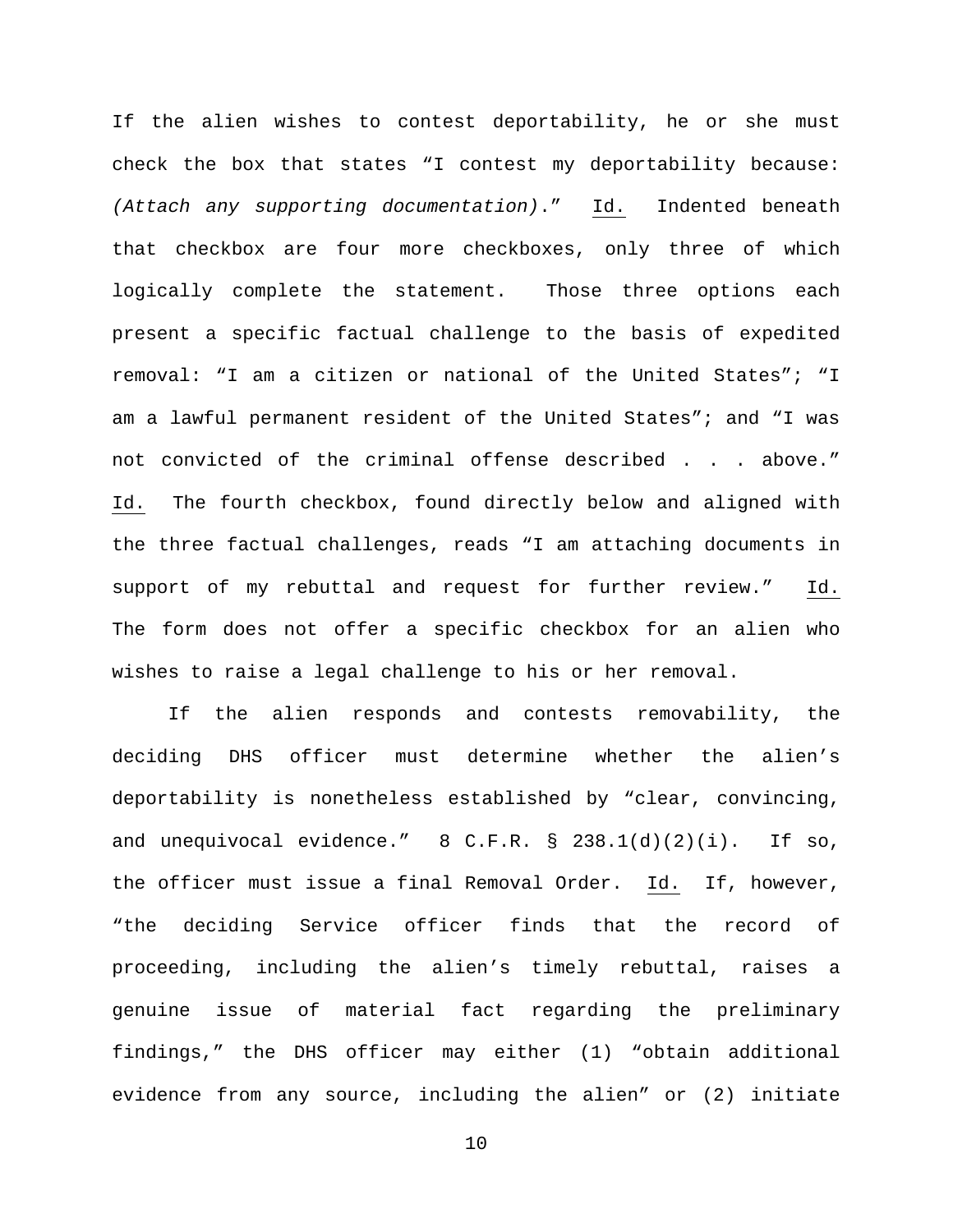If the alien wishes to contest deportability, he or she must check the box that states "I contest my deportability because: *(Attach any supporting documentation)*." Id. Indented beneath that checkbox are four more checkboxes, only three of which logically complete the statement. Those three options each present a specific factual challenge to the basis of expedited removal: "I am a citizen or national of the United States"; "I am a lawful permanent resident of the United States"; and "I was not convicted of the criminal offense described . . . above." Id. The fourth checkbox, found directly below and aligned with the three factual challenges, reads "I am attaching documents in support of my rebuttal and request for further review." Id. The form does not offer a specific checkbox for an alien who wishes to raise a legal challenge to his or her removal.

If the alien responds and contests removability, the deciding DHS officer must determine whether the alien's deportability is nonetheless established by "clear, convincing, and unequivocal evidence." 8 C.F.R. § 238.1(d)(2)(i). If so, the officer must issue a final Removal Order. Id. If, however, "the deciding Service officer finds that the record of proceeding, including the alien's timely rebuttal, raises a genuine issue of material fact regarding the preliminary findings," the DHS officer may either (1) "obtain additional evidence from any source, including the alien" or (2) initiate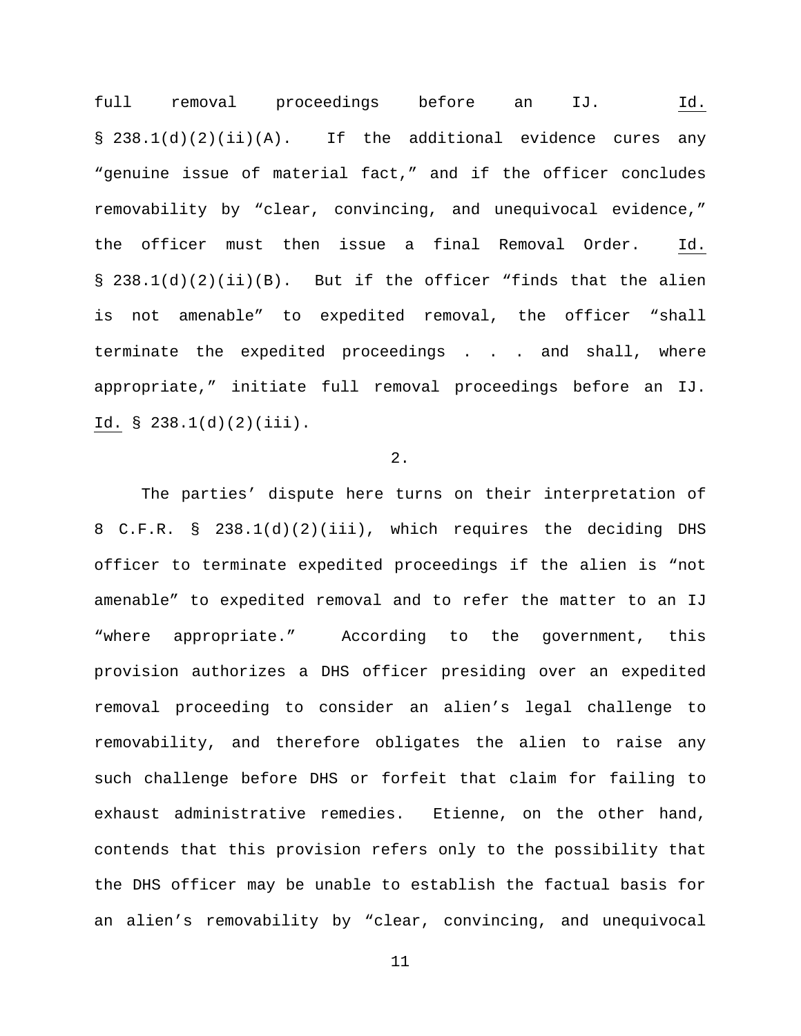full removal proceedings before an IJ. *Id.* § 238.1(d)(2)(ii)(A). If the additional evidence cures any "genuine issue of material fact," and if the officer concludes removability by "clear, convincing, and unequivocal evidence," the officer must then issue a final Removal Order. *Id.* § 238.1(d)(2)(ii)(B). But if the officer "finds that the alien is not amenable" to expedited removal, the officer "shall terminate the expedited proceedings . . . and shall, where appropriate," initiate full removal proceedings before an IJ. *Id.* § 238.1(d)(2)(iii).

2.

The parties' dispute here turns on their interpretation of 8 C.F.R. § 238.1(d)(2)(iii), which requires the deciding DHS officer to terminate expedited proceedings if the alien is "not amenable" to expedited removal and to refer the matter to an IJ "where appropriate." According to the government, this provision authorizes a DHS officer presiding over an expedited removal proceeding to consider an alien's legal challenge to removability, and therefore obligates the alien to raise any such challenge before DHS or forfeit that claim for failing to exhaust administrative remedies. Etienne, on the other hand, contends that this provision refers only to the possibility that the DHS officer may be unable to establish the factual basis for an alien's removability by "clear, convincing, and unequivocal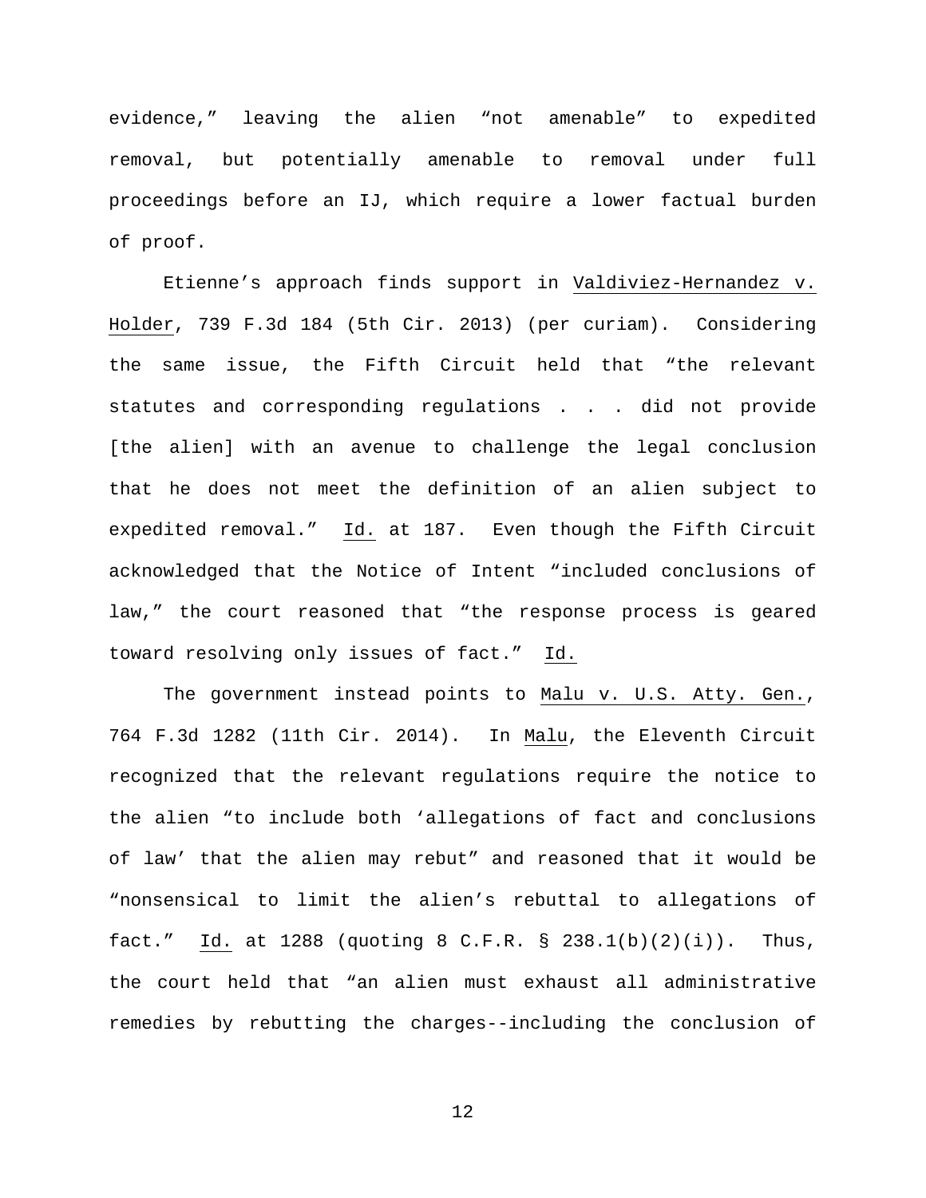evidence," leaving the alien "not amenable" to expedited removal, but potentially amenable to removal under full proceedings before an IJ, which require a lower factual burden of proof.

Etienne's approach finds support in Valdiviez-Hernandez v. Holder, 739 F.3d 184 (5th Cir. 2013) (per curiam). Considering the same issue, the Fifth Circuit held that "the relevant statutes and corresponding regulations . . . did not provide [the alien] with an avenue to challenge the legal conclusion that he does not meet the definition of an alien subject to expedited removal." Id. at 187. Even though the Fifth Circuit acknowledged that the Notice of Intent "included conclusions of law," the court reasoned that "the response process is geared toward resolving only issues of fact." Id.

The government instead points to Malu v. U.S. Atty. Gen., 764 F.3d 1282 (11th Cir. 2014). In Malu, the Eleventh Circuit recognized that the relevant regulations require the notice to the alien "to include both 'allegations of fact and conclusions of law' that the alien may rebut" and reasoned that it would be "nonsensical to limit the alien's rebuttal to allegations of fact." Id. at 1288 (quoting 8 C.F.R. § 238.1(b)(2)(i)). Thus, the court held that "an alien must exhaust all administrative remedies by rebutting the charges--including the conclusion of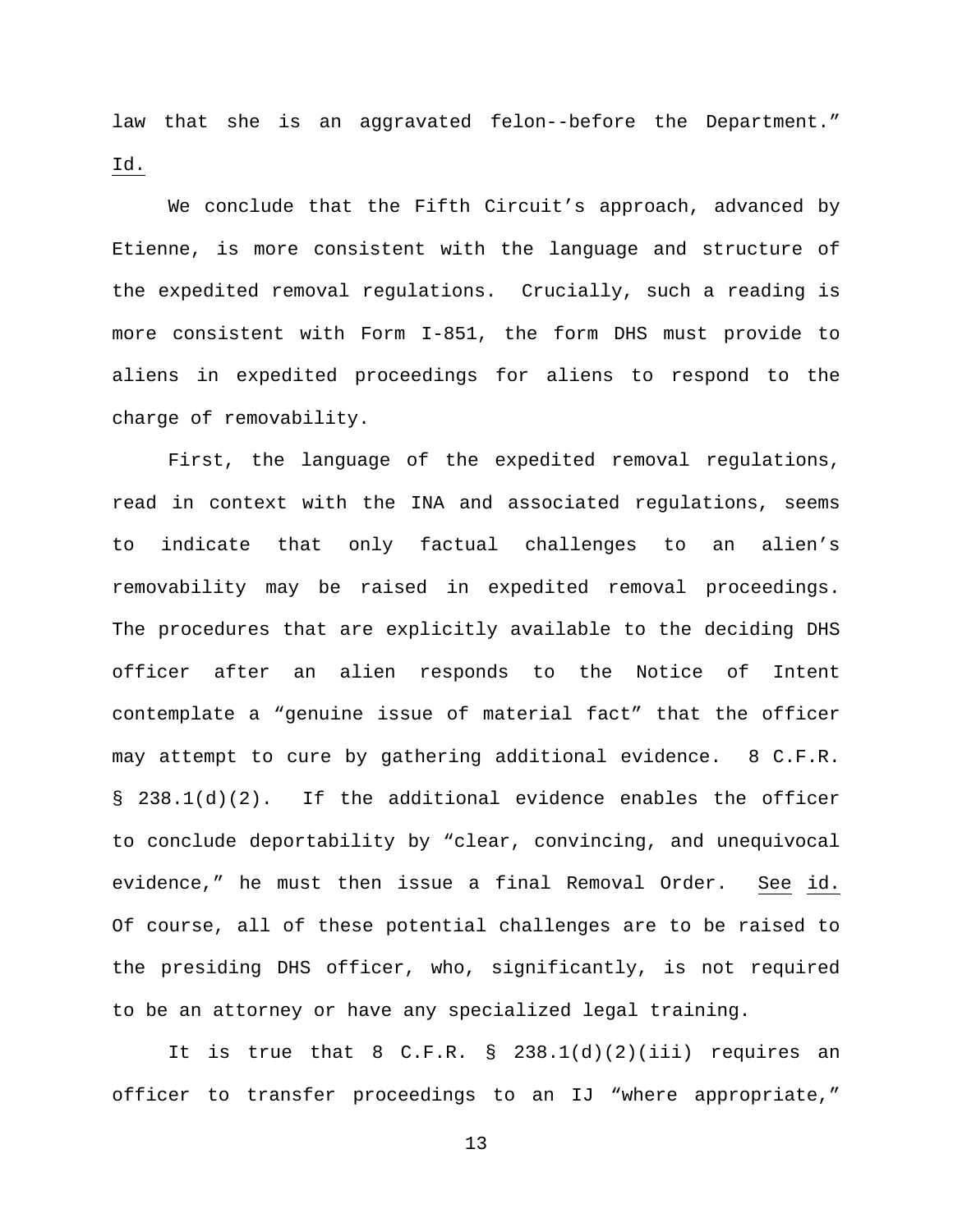law that she is an aggravated felon--before the Department." Id.

We conclude that the Fifth Circuit's approach, advanced by Etienne, is more consistent with the language and structure of the expedited removal regulations. Crucially, such a reading is more consistent with Form I-851, the form DHS must provide to aliens in expedited proceedings for aliens to respond to the charge of removability.

First, the language of the expedited removal regulations, read in context with the INA and associated regulations, seems to indicate that only factual challenges to an alien's removability may be raised in expedited removal proceedings. The procedures that are explicitly available to the deciding DHS officer after an alien responds to the Notice of Intent contemplate a "genuine issue of material fact" that the officer may attempt to cure by gathering additional evidence. 8 C.F.R. § 238.1(d)(2). If the additional evidence enables the officer to conclude deportability by "clear, convincing, and unequivocal evidence," he must then issue a final Removal Order. See id. Of course, all of these potential challenges are to be raised to the presiding DHS officer, who, significantly, is not required to be an attorney or have any specialized legal training.

It is true that 8 C.F.R. § 238.1(d)(2)(iii) requires an officer to transfer proceedings to an IJ "where appropriate,"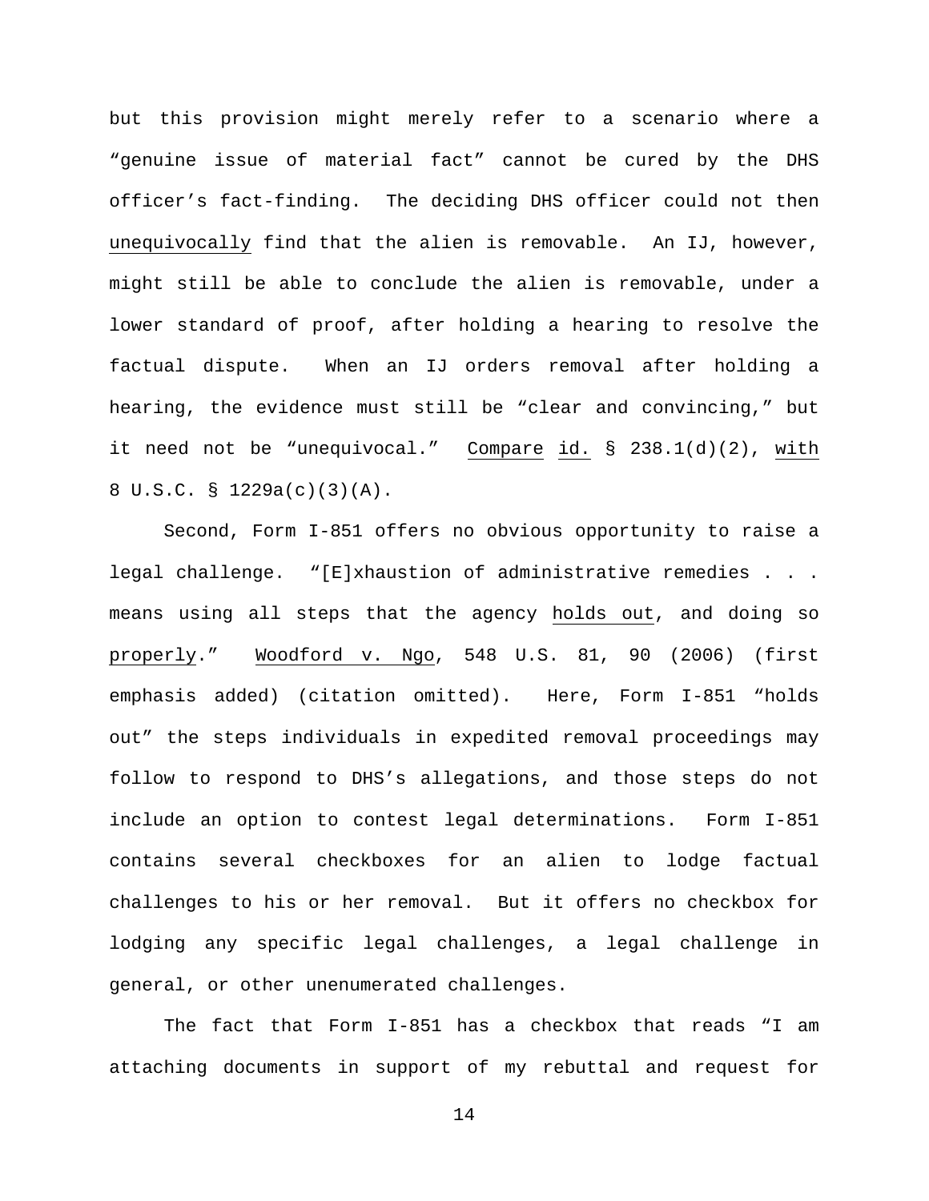but this provision might merely refer to a scenario where a "genuine issue of material fact" cannot be cured by the DHS officer's fact-finding. The deciding DHS officer could not then <u>unequivocally</u> find that the alien is removable. An IJ, however, might still be able to conclude the alien is removable, under a lower standard of proof, after holding a hearing to resolve the factual dispute. When an IJ orders removal after holding a hearing, the evidence must still be "clear and convincing," but it need not be "unequivocal." <u>Compare</u> <u>id.</u> § 238.1(d)(2), <u>with</u> 8 U.S.C. § 1229a(c)(3)(A).

Second, Form I-851 offers no obvious opportunity to raise a legal challenge. "[E]xhaustion of administrative remedies . . . means using all steps that the agency <u>holds out</u>, and doing so <u>properly</u>." <u>Woodford v. Ngo</u>, 548 U.S. 81, 90 (2006) (first emphasis added) (citation omitted). Here, Form I-851 "holds out" the steps individuals in expedited removal proceedings may follow to respond to DHS's allegations, and those steps do not include an option to contest legal determinations. Form I-851 contains several checkboxes for an alien to lodge factual challenges to his or her removal. But it offers no checkbox for lodging any specific legal challenges, a legal challenge in general, or other unenumerated challenges.

The fact that Form I-851 has a checkbox that reads "I am attaching documents in support of my rebuttal and request for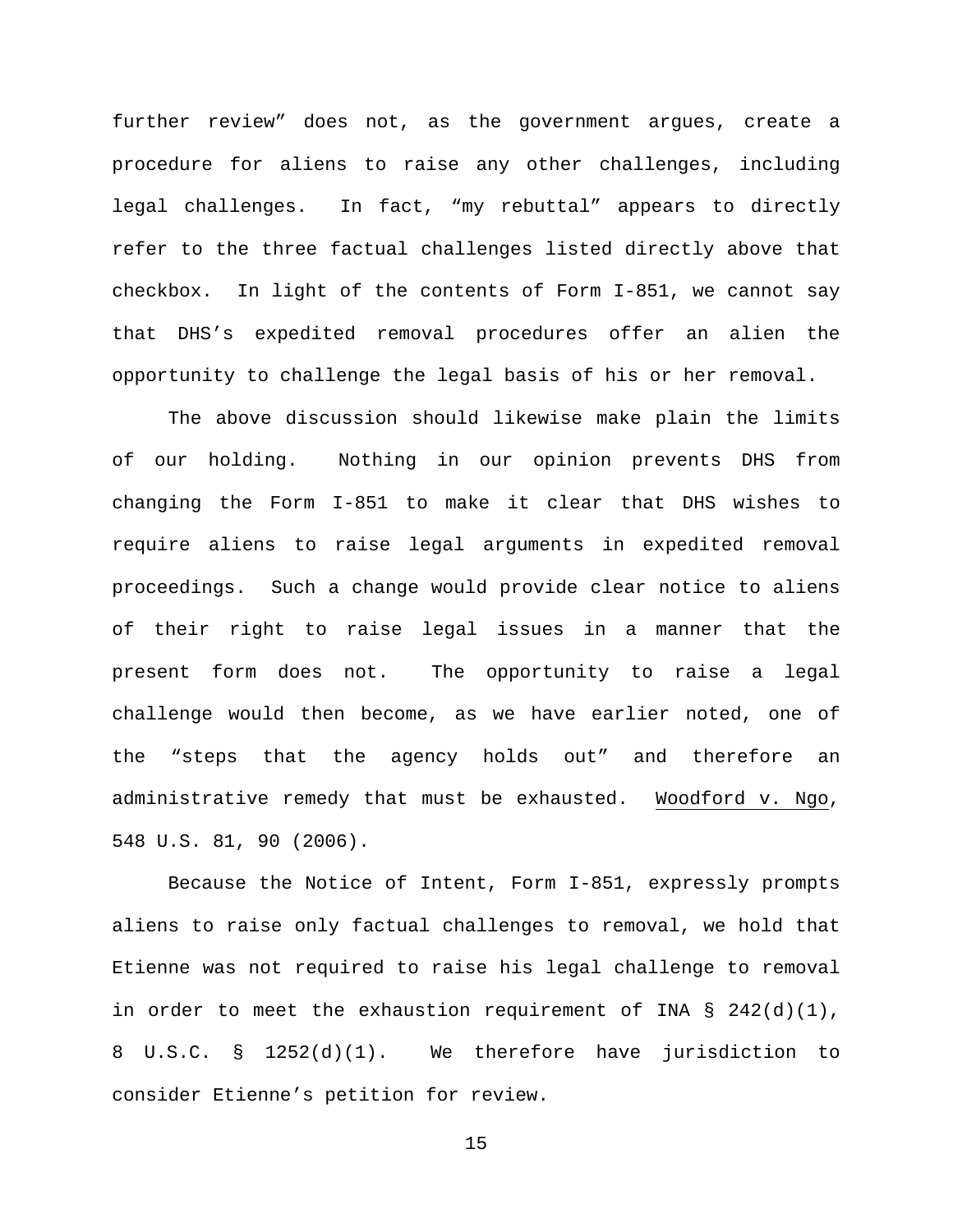further review” does not, as the government argues, create a procedure for aliens to raise any other challenges, including legal challenges. In fact, “my rebuttal” appears to directly refer to the three factual challenges listed directly above that checkbox. In light of the contents of Form I-851, we cannot say that DHS’s expedited removal procedures offer an alien the opportunity to challenge the legal basis of his or her removal.

The above discussion should likewise make plain the limits of our holding. Nothing in our opinion prevents DHS from changing the Form I-851 to make it clear that DHS wishes to require aliens to raise legal arguments in expedited removal proceedings. Such a change would provide clear notice to aliens of their right to raise legal issues in a manner that the present form does not. The opportunity to raise a legal challenge would then become, as we have earlier noted, one of the “steps that the agency holds out” and therefore an administrative remedy that must be exhausted. Woodford v. Ngo, 548 U.S. 81, 90 (2006).

Because the Notice of Intent, Form I-851, expressly prompts aliens to raise only factual challenges to removal, we hold that Etienne was not required to raise his legal challenge to removal in order to meet the exhaustion requirement of INA § 242(d)(1), 8 U.S.C. § 1252(d)(1). We therefore have jurisdiction to consider Etienne’s petition for review.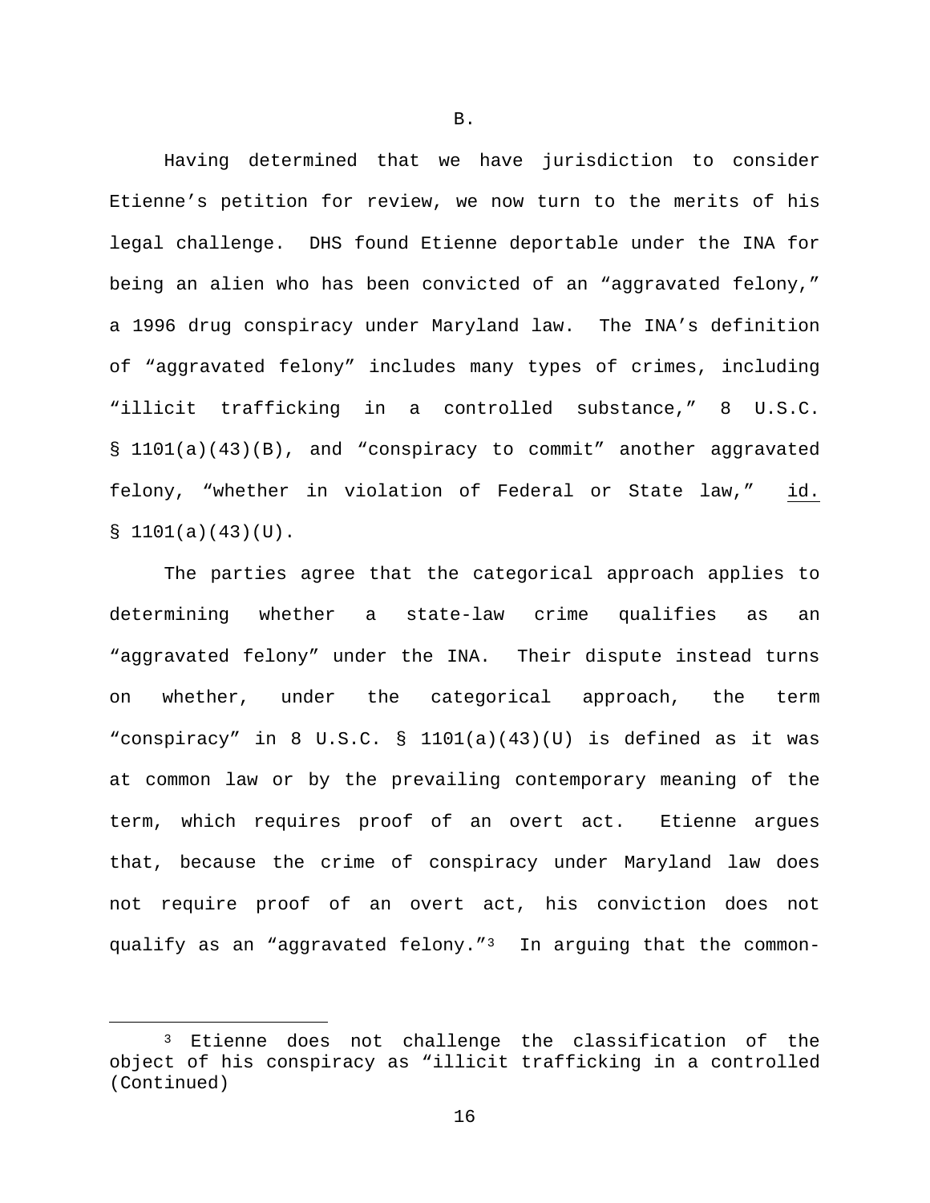B.

Having determined that we have jurisdiction to consider Etienne's petition for review, we now turn to the merits of his legal challenge. DHS found Etienne deportable under the INA for being an alien who has been convicted of an "aggravated felony," a 1996 drug conspiracy under Maryland law. The INA's definition of "aggravated felony" includes many types of crimes, including "illicit trafficking in a controlled substance," 8 U.S.C. § 1101(a)(43)(B), and "conspiracy to commit" another aggravated felony, "whether in violation of Federal or State law," id. § 1101(a)(43)(U).

The parties agree that the categorical approach applies to determining whether a state-law crime qualifies as an "aggravated felony" under the INA. Their dispute instead turns on whether, under the categorical approach, the term "conspiracy" in 8 U.S.C. § 1101(a)(43)(U) is defined as it was at common law or by the prevailing contemporary meaning of the term, which requires proof of an overt act. Etienne argues that, because the crime of conspiracy under Maryland law does not require proof of an overt act, his conviction does not qualify as an "aggravated felony."[3] In arguing that the common-

[3] Etienne does not challenge the classification of the object of his conspiracy as "illicit trafficking in a controlled (Continued)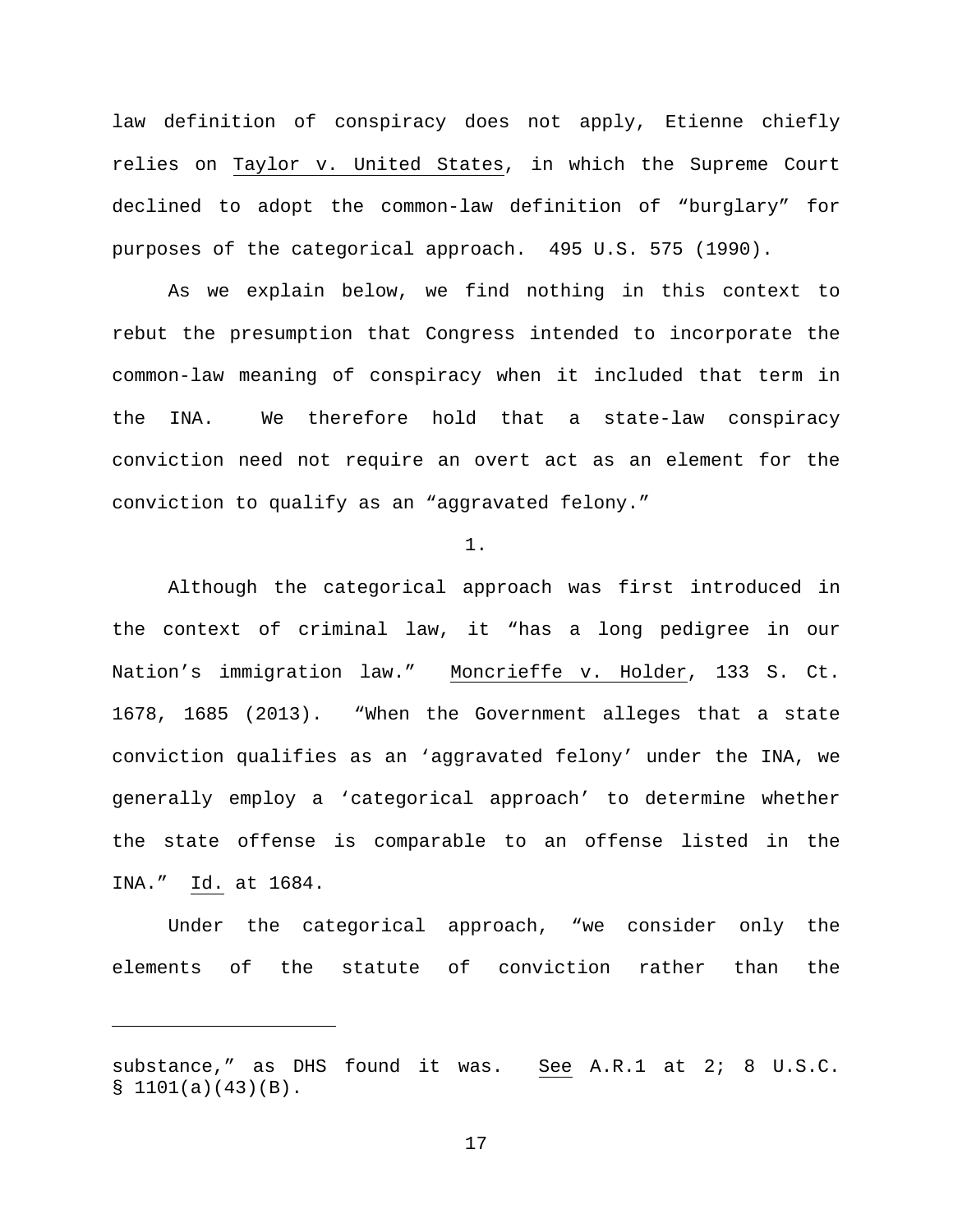law definition of conspiracy does not apply, Etienne chiefly relies on Taylor v. United States, in which the Supreme Court declined to adopt the common-law definition of "burglary" for purposes of the categorical approach. 495 U.S. 575 (1990).

As we explain below, we find nothing in this context to rebut the presumption that Congress intended to incorporate the common-law meaning of conspiracy when it included that term in the INA. We therefore hold that a state-law conspiracy conviction need not require an overt act as an element for the conviction to qualify as an "aggravated felony."

1.

Although the categorical approach was first introduced in the context of criminal law, it "has a long pedigree in our Nation's immigration law." Moncrieffe v. Holder, 133 S. Ct. 1678, 1685 (2013). "When the Government alleges that a state conviction qualifies as an 'aggravated felony' under the INA, we generally employ a 'categorical approach' to determine whether the state offense is comparable to an offense listed in the INA." Id. at 1684.

Under the categorical approach, "we consider only the elements of the statute of conviction rather than the

---

substance," as DHS found it was. See A.R.1 at 2; 8 U.S.C. § 1101(a)(43)(B).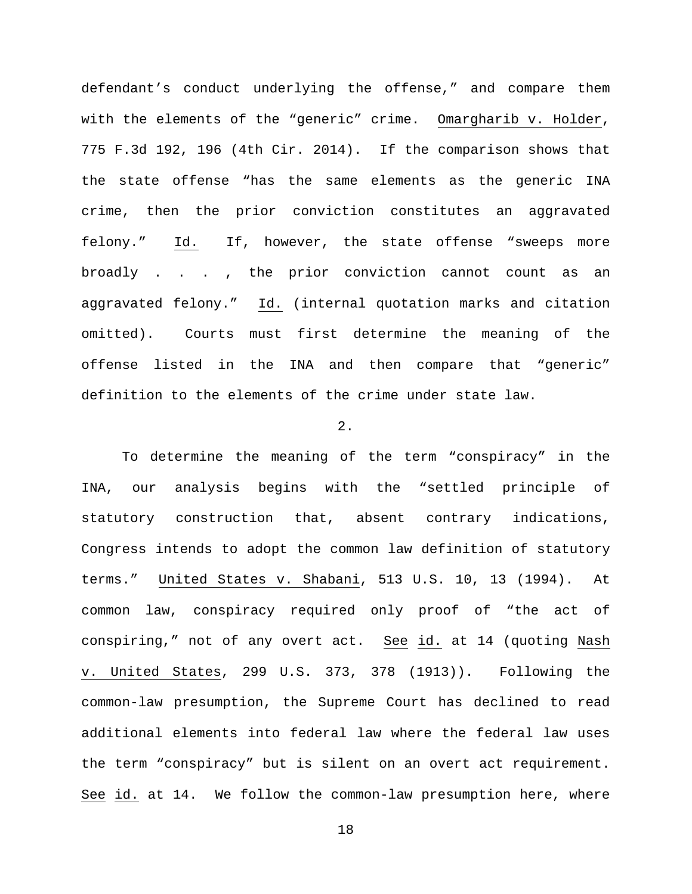defendant's conduct underlying the offense," and compare them with the elements of the "generic" crime. Omargharib v. Holder, 775 F.3d 192, 196 (4th Cir. 2014). If the comparison shows that the state offense "has the same elements as the generic INA crime, then the prior conviction constitutes an aggravated felony." Id. If, however, the state offense "sweeps more broadly . . . , the prior conviction cannot count as an aggravated felony." Id. (internal quotation marks and citation omitted). Courts must first determine the meaning of the offense listed in the INA and then compare that "generic" definition to the elements of the crime under state law.

2.

To determine the meaning of the term "conspiracy" in the INA, our analysis begins with the "settled principle of statutory construction that, absent contrary indications, Congress intends to adopt the common law definition of statutory terms." United States v. Shabani, 513 U.S. 10, 13 (1994). At common law, conspiracy required only proof of "the act of conspiring," not of any overt act. See id. at 14 (quoting Nash v. United States, 299 U.S. 373, 378 (1913)). Following the common-law presumption, the Supreme Court has declined to read additional elements into federal law where the federal law uses the term "conspiracy" but is silent on an overt act requirement. See id. at 14. We follow the common-law presumption here, where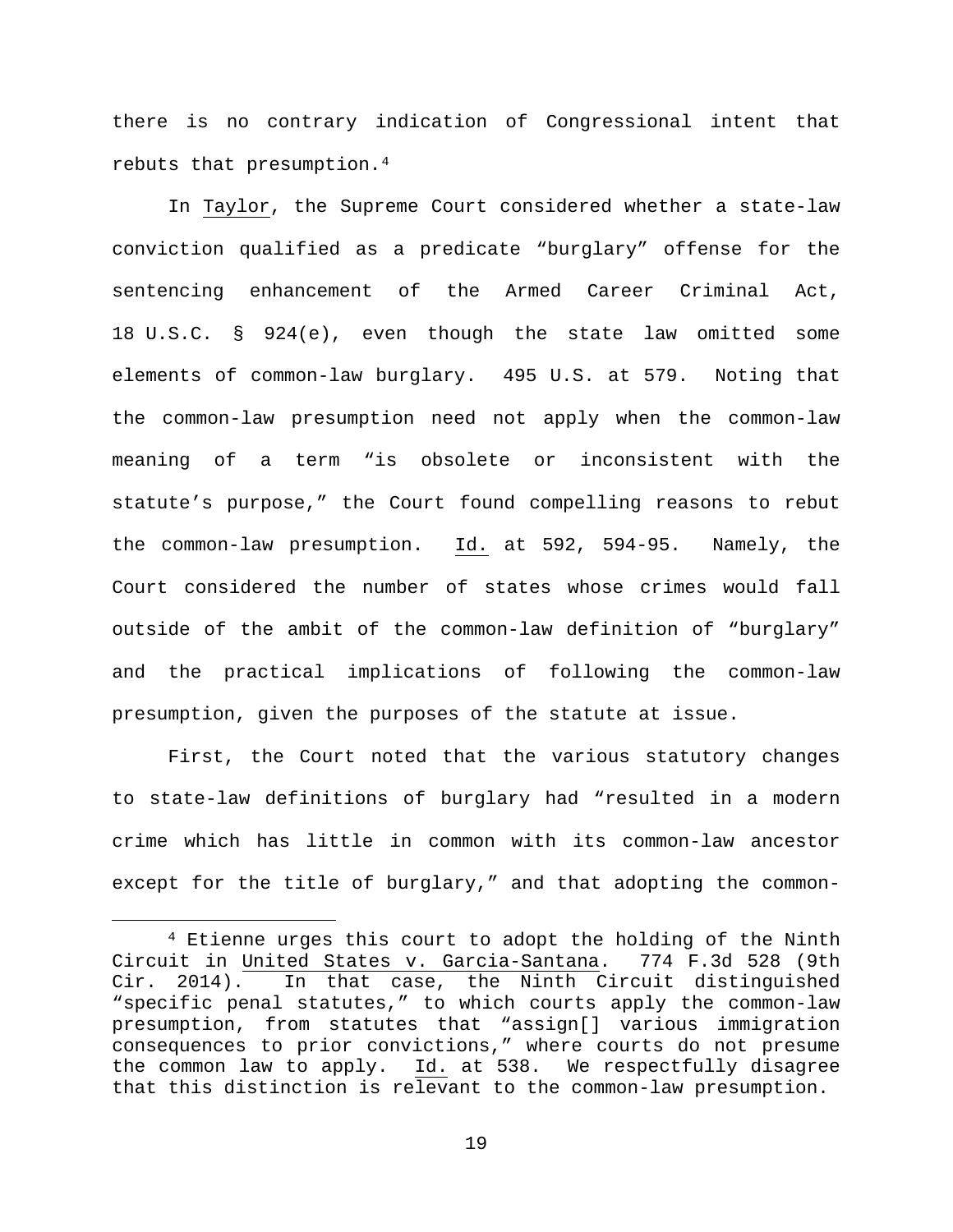there is no contrary indication of Congressional intent that rebuts that presumption.[4]

In Taylor, the Supreme Court considered whether a state-law conviction qualified as a predicate "burglary" offense for the sentencing enhancement of the Armed Career Criminal Act, 18 U.S.C. § 924(e), even though the state law omitted some elements of common-law burglary. 495 U.S. at 579. Noting that the common-law presumption need not apply when the common-law meaning of a term "is obsolete or inconsistent with the statute's purpose," the Court found compelling reasons to rebut the common-law presumption. Id. at 592, 594-95. Namely, the Court considered the number of states whose crimes would fall outside of the ambit of the common-law definition of "burglary" and the practical implications of following the common-law presumption, given the purposes of the statute at issue.

First, the Court noted that the various statutory changes to state-law definitions of burglary had "resulted in a modern crime which has little in common with its common-law ancestor except for the title of burglary," and that adopting the common-

---

[4] Etienne urges this court to adopt the holding of the Ninth Circuit in United States v. Garcia-Santana. 774 F.3d 528 (9th Cir. 2014). In that case, the Ninth Circuit distinguished "specific penal statutes," to which courts apply the common-law presumption, from statutes that "assign[] various immigration consequences to prior convictions," where courts do not presume the common law to apply. Id. at 538. We respectfully disagree that this distinction is relevant to the common-law presumption.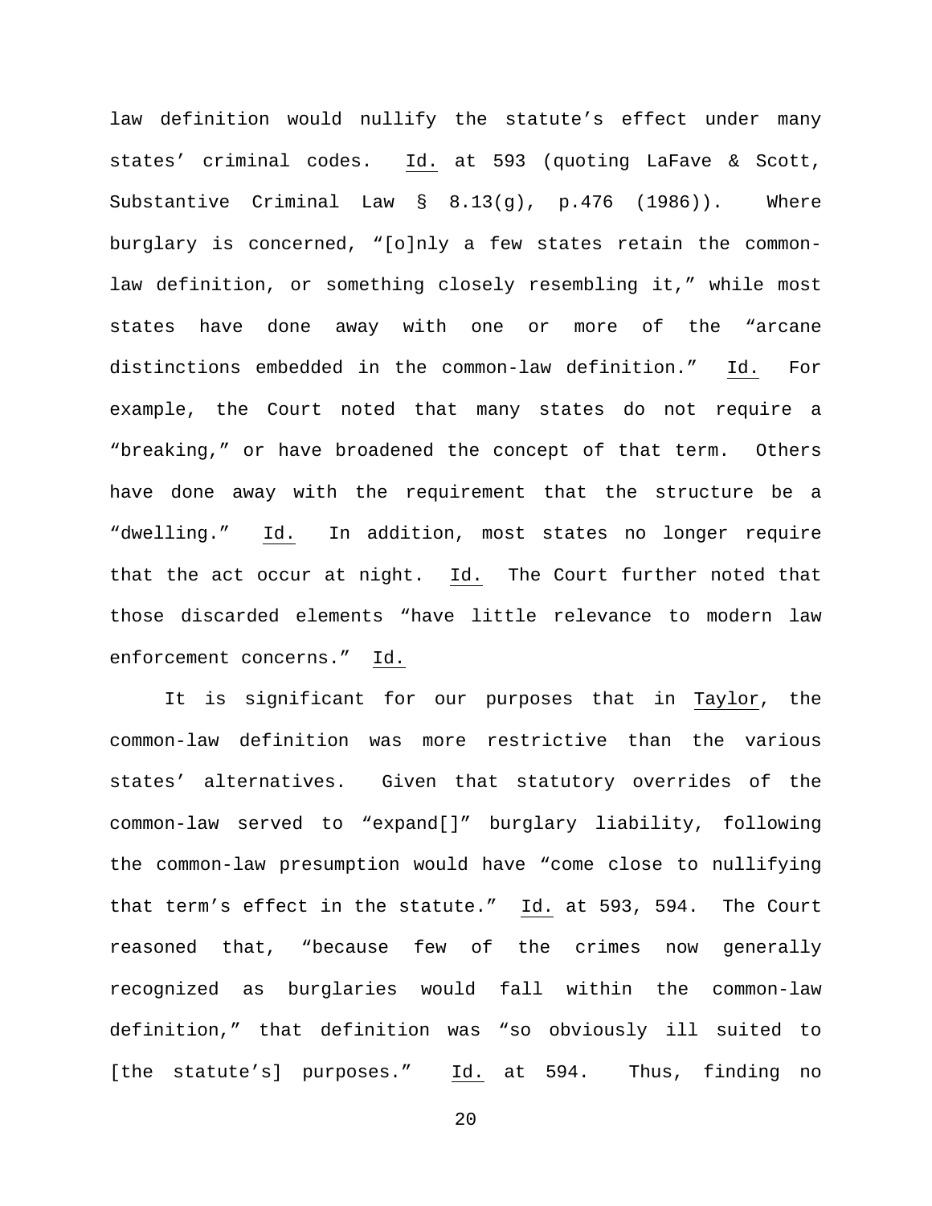law definition would nullify the statute's effect under many states' criminal codes. Id. at 593 (quoting LaFave & Scott, Substantive Criminal Law § 8.13(g), p.476 (1986)). Where burglary is concerned, "[o]nly a few states retain the common-law definition, or something closely resembling it," while most states have done away with one or more of the "arcane distinctions embedded in the common-law definition." Id. For example, the Court noted that many states do not require a "breaking," or have broadened the concept of that term. Others have done away with the requirement that the structure be a "dwelling." Id. In addition, most states no longer require that the act occur at night. Id. The Court further noted that those discarded elements "have little relevance to modern law enforcement concerns." Id.

It is significant for our purposes that in Taylor, the common-law definition was more restrictive than the various states' alternatives. Given that statutory overrides of the common-law served to "expand[]" burglary liability, following the common-law presumption would have "come close to nullifying that term's effect in the statute." Id. at 593, 594. The Court reasoned that, "because few of the crimes now generally recognized as burglaries would fall within the common-law definition," that definition was "so obviously ill suited to [the statute's] purposes." Id. at 594. Thus, finding no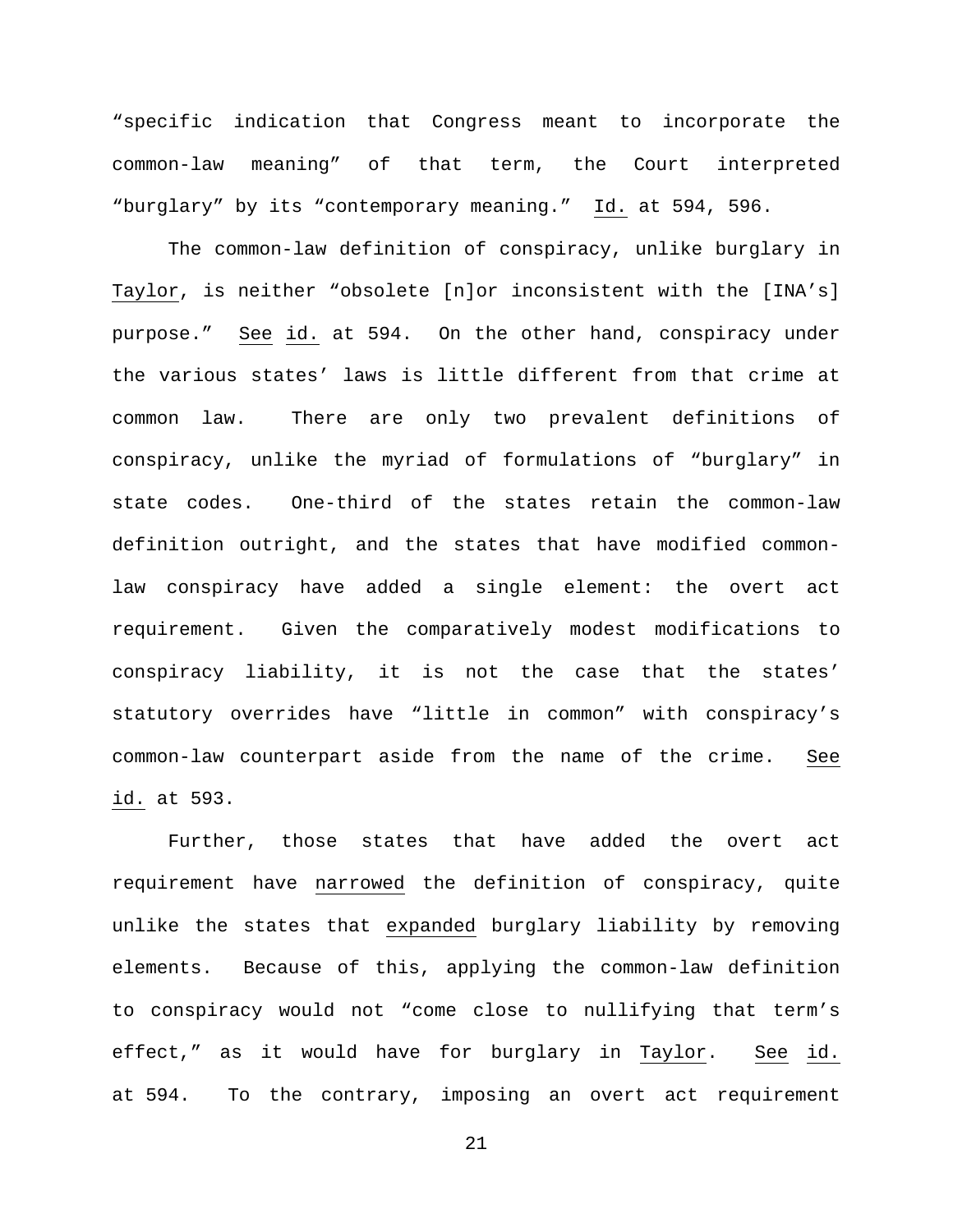"specific indication that Congress meant to incorporate the common-law meaning" of that term, the Court interpreted "burglary" by its "contemporary meaning." Id. at 594, 596.

The common-law definition of conspiracy, unlike burglary in Taylor, is neither "obsolete [n]or inconsistent with the [INA's] purpose." See id. at 594. On the other hand, conspiracy under the various states' laws is little different from that crime at common law. There are only two prevalent definitions of conspiracy, unlike the myriad of formulations of "burglary" in state codes. One-third of the states retain the common-law definition outright, and the states that have modified common-law conspiracy have added a single element: the overt act requirement. Given the comparatively modest modifications to conspiracy liability, it is not the case that the states' statutory overrides have "little in common" with conspiracy's common-law counterpart aside from the name of the crime. See id. at 593.

Further, those states that have added the overt act requirement have narrowed the definition of conspiracy, quite unlike the states that expanded burglary liability by removing elements. Because of this, applying the common-law definition to conspiracy would not "come close to nullifying that term's effect," as it would have for burglary in Taylor. See id. at 594. To the contrary, imposing an overt act requirement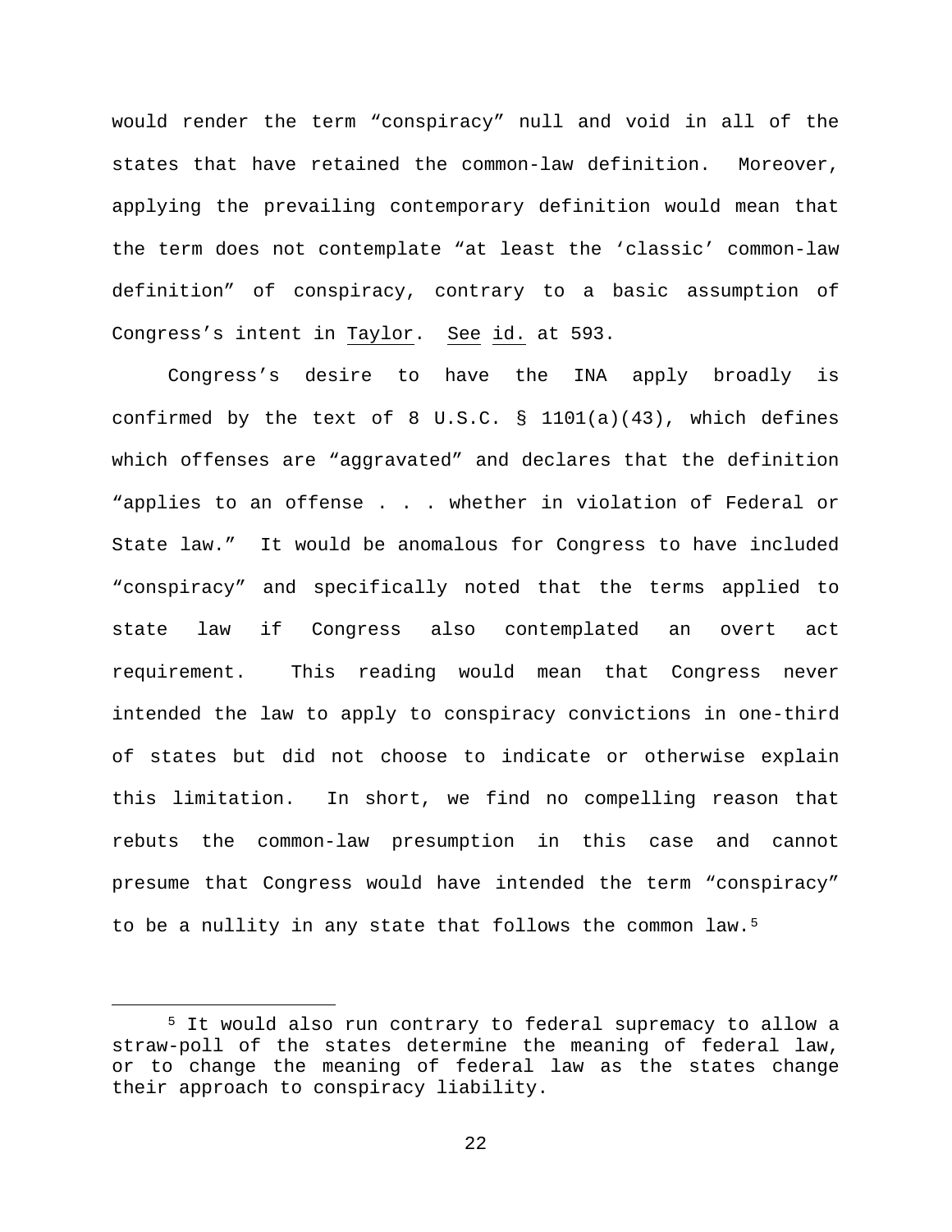would render the term "conspiracy" null and void in all of the states that have retained the common-law definition. Moreover, applying the prevailing contemporary definition would mean that the term does not contemplate "at least the 'classic' common-law definition" of conspiracy, contrary to a basic assumption of Congress's intent in Taylor. See id. at 593.

Congress's desire to have the INA apply broadly is confirmed by the text of 8 U.S.C. § 1101(a)(43), which defines which offenses are "aggravated" and declares that the definition "applies to an offense . . . whether in violation of Federal or State law." It would be anomalous for Congress to have included "conspiracy" and specifically noted that the terms applied to state law if Congress also contemplated an overt act requirement. This reading would mean that Congress never intended the law to apply to conspiracy convictions in one-third of states but did not choose to indicate or otherwise explain this limitation. In short, we find no compelling reason that rebuts the common-law presumption in this case and cannot presume that Congress would have intended the term "conspiracy" to be a nullity in any state that follows the common law.[5]

---

[5] It would also run contrary to federal supremacy to allow a straw-poll of the states determine the meaning of federal law, or to change the meaning of federal law as the states change their approach to conspiracy liability.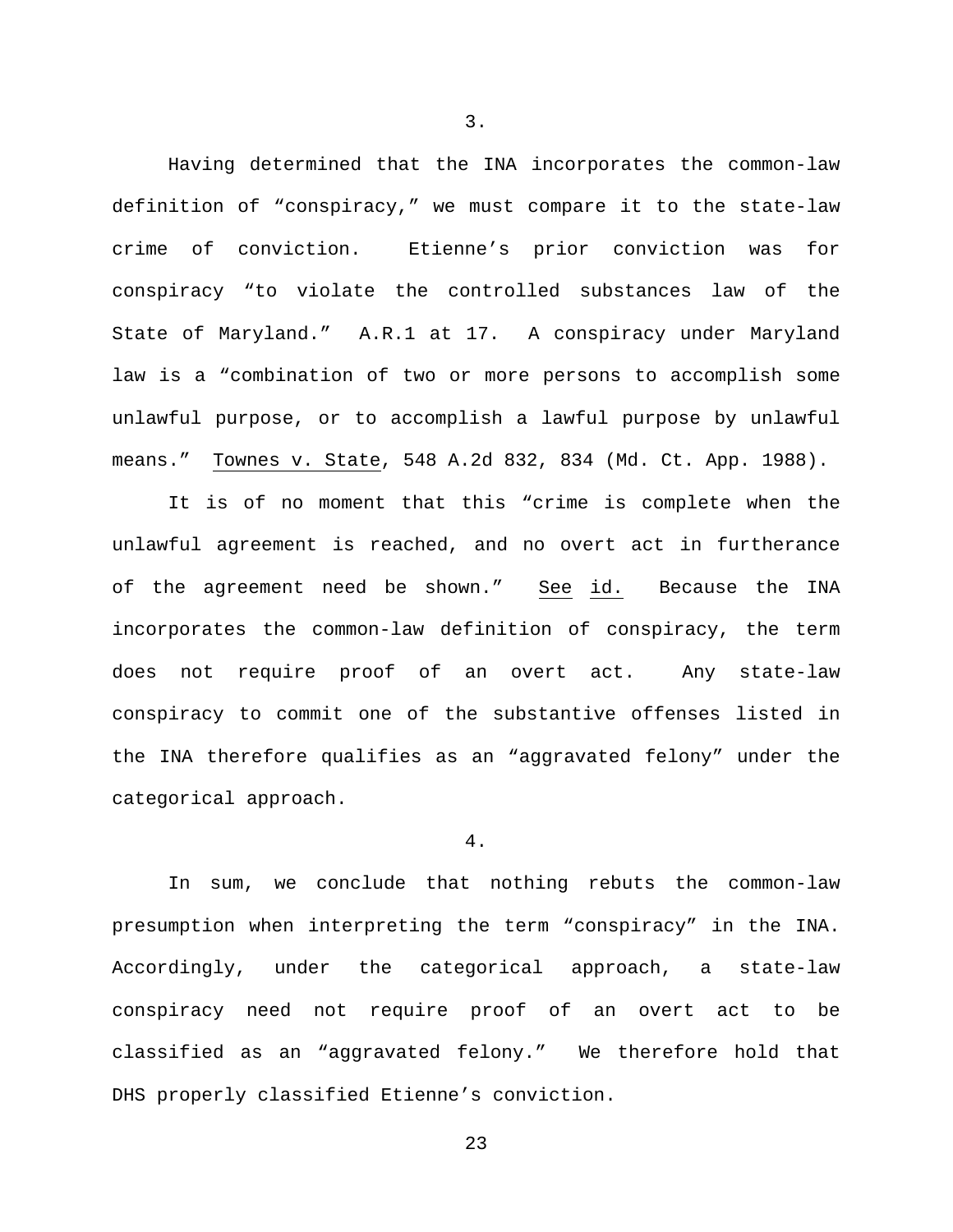3.

Having determined that the INA incorporates the common-law definition of "conspiracy," we must compare it to the state-law crime of conviction. Etienne's prior conviction was for conspiracy "to violate the controlled substances law of the State of Maryland." A.R.1 at 17. A conspiracy under Maryland law is a "combination of two or more persons to accomplish some unlawful purpose, or to accomplish a lawful purpose by unlawful means." Townes v. State, 548 A.2d 832, 834 (Md. Ct. App. 1988).

It is of no moment that this "crime is complete when the unlawful agreement is reached, and no overt act in furtherance of the agreement need be shown." See id. Because the INA incorporates the common-law definition of conspiracy, the term does not require proof of an overt act. Any state-law conspiracy to commit one of the substantive offenses listed in the INA therefore qualifies as an "aggravated felony" under the categorical approach.

4.

In sum, we conclude that nothing rebuts the common-law presumption when interpreting the term "conspiracy" in the INA. Accordingly, under the categorical approach, a state-law conspiracy need not require proof of an overt act to be classified as an "aggravated felony." We therefore hold that DHS properly classified Etienne's conviction.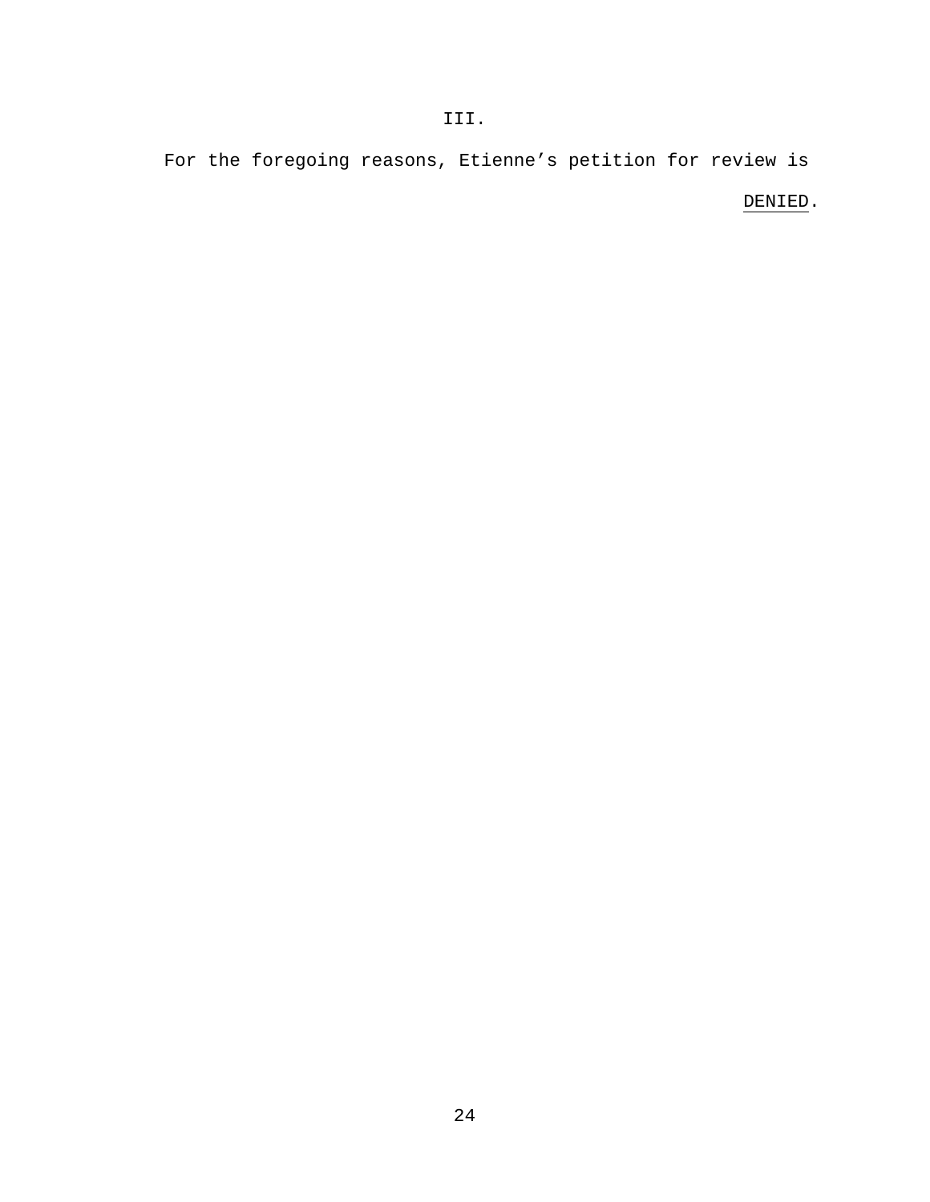## III.

For the foregoing reasons, Etienne's petition for review is

DENIED.